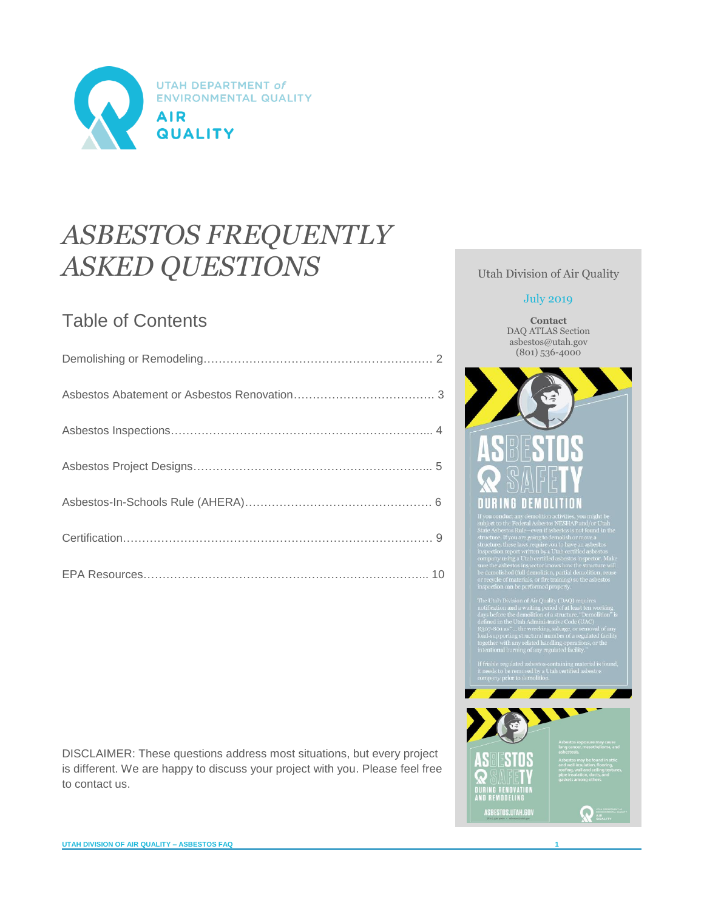UTAH DEPARTMENT of ENVIRONMENTAL QUALITY

AIR QUALITY

# *ASBESTOS FREQUENTLY ASKED QUESTIONS*

Utah Division of Air Quality

July 2019

**Contact**
DAQ ATLAS Section
asbestos@utah.gov
(801) 536-4000

## Table of Contents

Demolishing or Remodeling…………………………………………………… 2

Asbestos Abatement or Asbestos Renovation……………………………… 3

Asbestos Inspections…………………………………………………………... 4

Asbestos Project Designs……………………………………………………... 5

Asbestos-In-Schools Rule (AHERA)………………………………………… 6

Certification……………………………………………………………………… 9

EPA Resources………………………………………………………………... 10

**ASBESTOS SAFETY DURING DEMOLITION**

If you conduct any demolition activities, you might be subject to the Federal Asbestos NESHAP and/or Utah State Asbestos Rule—even if asbestos is not found in the structure. If you are going to demolish or move a structure, these laws require you to have an asbestos inspection report written by a Utah certified asbestos company using a Utah certified asbestos inspector. Make sure the asbestos inspector knows how the structure will be demolished (full demolition, partial demolition, reuse or recycle of materials, or fire training) so the asbestos inspection can be performed properly.

The Utah Division of Air Quality (DAQ) requires notification and a waiting period of at least ten working days before the demolition of a structure. "Demolition" is defined in the Utah Administrative Code (UAC) R307-801 as "... the wrecking, salvage, or removal of any load-supporting structural member of a regulated facility together with any related handling operations, or the intentional burning of any regulated facility."

If friable regulated asbestos-containing material is found, it needs to be removed by a Utah certified asbestos company prior to demolition.

**ASBESTOS SAFETY DURING RENOVATION AND REMODELING**

Asbestos exposure may cause lung cancer, mesothelioma, and asbestosis.

Asbestos may be found in attic and wall insulation, flooring, roofing, wall and ceiling textures, pipe insulation, ducts, and gaskets among others.

ASBESTOS.UTAH.GOV

DISCLAIMER: These questions address most situations, but every project is different. We are happy to discuss your project with you. Please feel free to contact us.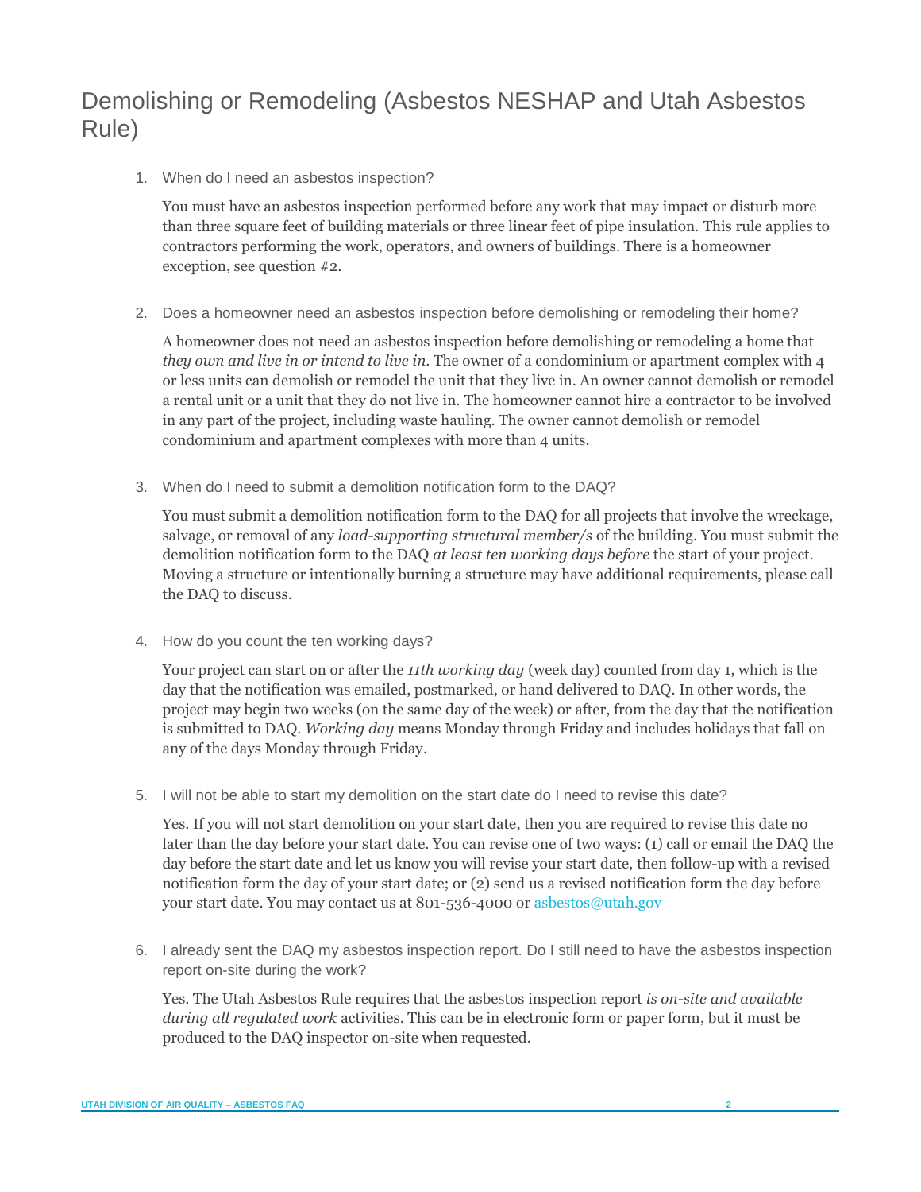# Demolishing or Remodeling (Asbestos NESHAP and Utah Asbestos Rule)

1. When do I need an asbestos inspection?

   You must have an asbestos inspection performed before any work that may impact or disturb more than three square feet of building materials or three linear feet of pipe insulation. This rule applies to contractors performing the work, operators, and owners of buildings. There is a homeowner exception, see question #2.

2. Does a homeowner need an asbestos inspection before demolishing or remodeling their home?

   A homeowner does not need an asbestos inspection before demolishing or remodeling a home that *they own and live in or intend to live in*. The owner of a condominium or apartment complex with 4 or less units can demolish or remodel the unit that they live in. An owner cannot demolish or remodel a rental unit or a unit that they do not live in. The homeowner cannot hire a contractor to be involved in any part of the project, including waste hauling. The owner cannot demolish or remodel condominium and apartment complexes with more than 4 units.

3. When do I need to submit a demolition notification form to the DAQ?

   You must submit a demolition notification form to the DAQ for all projects that involve the wreckage, salvage, or removal of any *load-supporting structural member/s* of the building. You must submit the demolition notification form to the DAQ *at least ten working days before* the start of your project. Moving a structure or intentionally burning a structure may have additional requirements, please call the DAQ to discuss.

4. How do you count the ten working days?

   Your project can start on or after the *11th working day* (week day) counted from day 1, which is the day that the notification was emailed, postmarked, or hand delivered to DAQ. In other words, the project may begin two weeks (on the same day of the week) or after, from the day that the notification is submitted to DAQ. *Working day* means Monday through Friday and includes holidays that fall on any of the days Monday through Friday.

5. I will not be able to start my demolition on the start date do I need to revise this date?

   Yes. If you will not start demolition on your start date, then you are required to revise this date no later than the day before your start date. You can revise one of two ways: (1) call or email the DAQ the day before the start date and let us know you will revise your start date, then follow-up with a revised notification form the day of your start date; or (2) send us a revised notification form the day before your start date. You may contact us at 801-536-4000 or asbestos@utah.gov

6. I already sent the DAQ my asbestos inspection report. Do I still need to have the asbestos inspection report on-site during the work?

   Yes. The Utah Asbestos Rule requires that the asbestos inspection report *is on-site and available during all regulated work* activities. This can be in electronic form or paper form, but it must be produced to the DAQ inspector on-site when requested.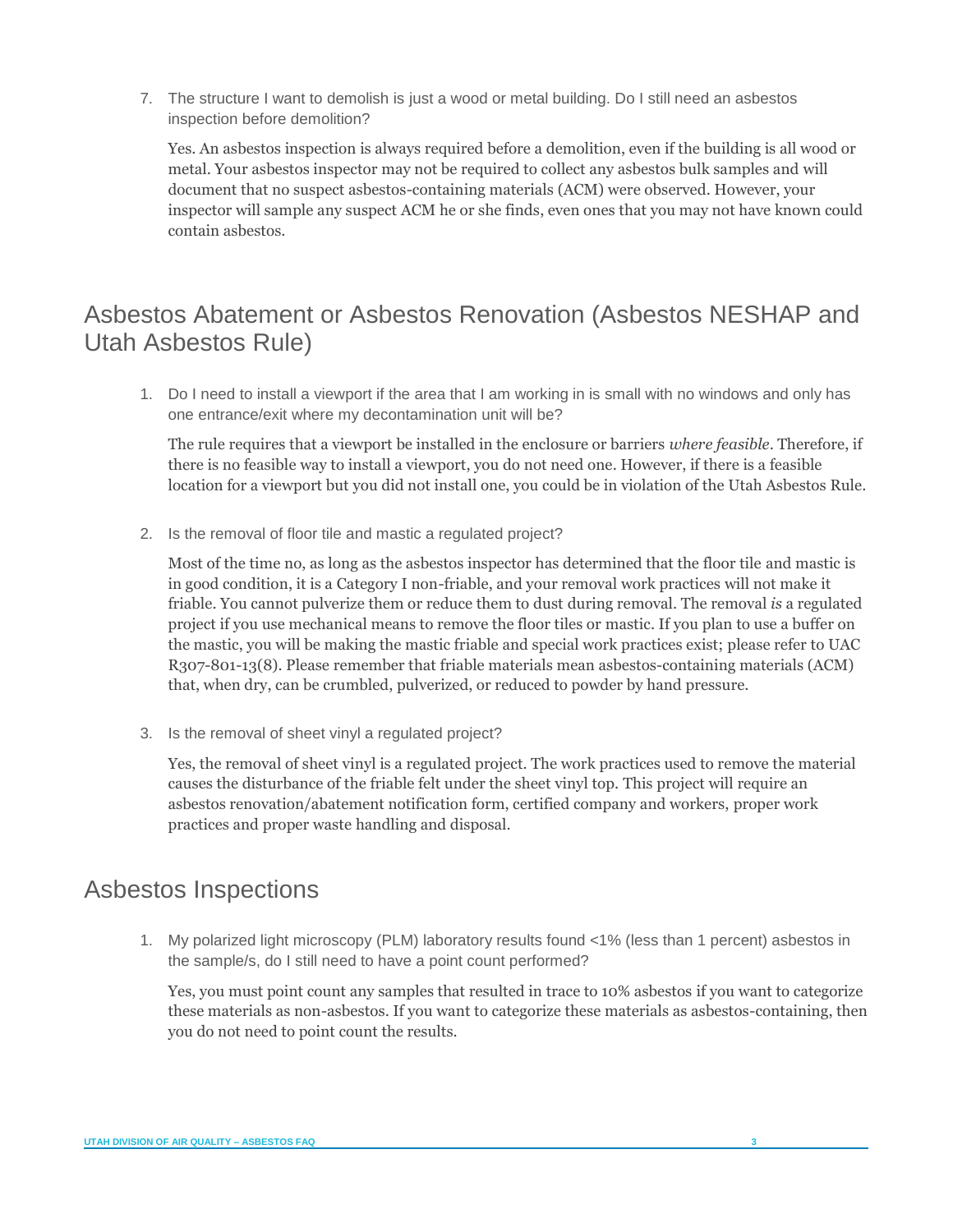7. The structure I want to demolish is just a wood or metal building. Do I still need an asbestos inspection before demolition?

   Yes. An asbestos inspection is always required before a demolition, even if the building is all wood or metal. Your asbestos inspector may not be required to collect any asbestos bulk samples and will document that no suspect asbestos-containing materials (ACM) were observed. However, your inspector will sample any suspect ACM he or she finds, even ones that you may not have known could contain asbestos.

## Asbestos Abatement or Asbestos Renovation (Asbestos NESHAP and Utah Asbestos Rule)

1. Do I need to install a viewport if the area that I am working in is small with no windows and only has one entrance/exit where my decontamination unit will be?

   The rule requires that a viewport be installed in the enclosure or barriers *where feasible*. Therefore, if there is no feasible way to install a viewport, you do not need one. However, if there is a feasible location for a viewport but you did not install one, you could be in violation of the Utah Asbestos Rule.

2. Is the removal of floor tile and mastic a regulated project?

   Most of the time no, as long as the asbestos inspector has determined that the floor tile and mastic is in good condition, it is a Category I non-friable, and your removal work practices will not make it friable. You cannot pulverize them or reduce them to dust during removal. The removal *is* a regulated project if you use mechanical means to remove the floor tiles or mastic. If you plan to use a buffer on the mastic, you will be making the mastic friable and special work practices exist; please refer to UAC R307-801-13(8). Please remember that friable materials mean asbestos-containing materials (ACM) that, when dry, can be crumbled, pulverized, or reduced to powder by hand pressure.

3. Is the removal of sheet vinyl a regulated project?

   Yes, the removal of sheet vinyl is a regulated project. The work practices used to remove the material causes the disturbance of the friable felt under the sheet vinyl top. This project will require an asbestos renovation/abatement notification form, certified company and workers, proper work practices and proper waste handling and disposal.

## Asbestos Inspections

1. My polarized light microscopy (PLM) laboratory results found <1% (less than 1 percent) asbestos in the sample/s, do I still need to have a point count performed?

   Yes, you must point count any samples that resulted in trace to 10% asbestos if you want to categorize these materials as non-asbestos. If you want to categorize these materials as asbestos-containing, then you do not need to point count the results.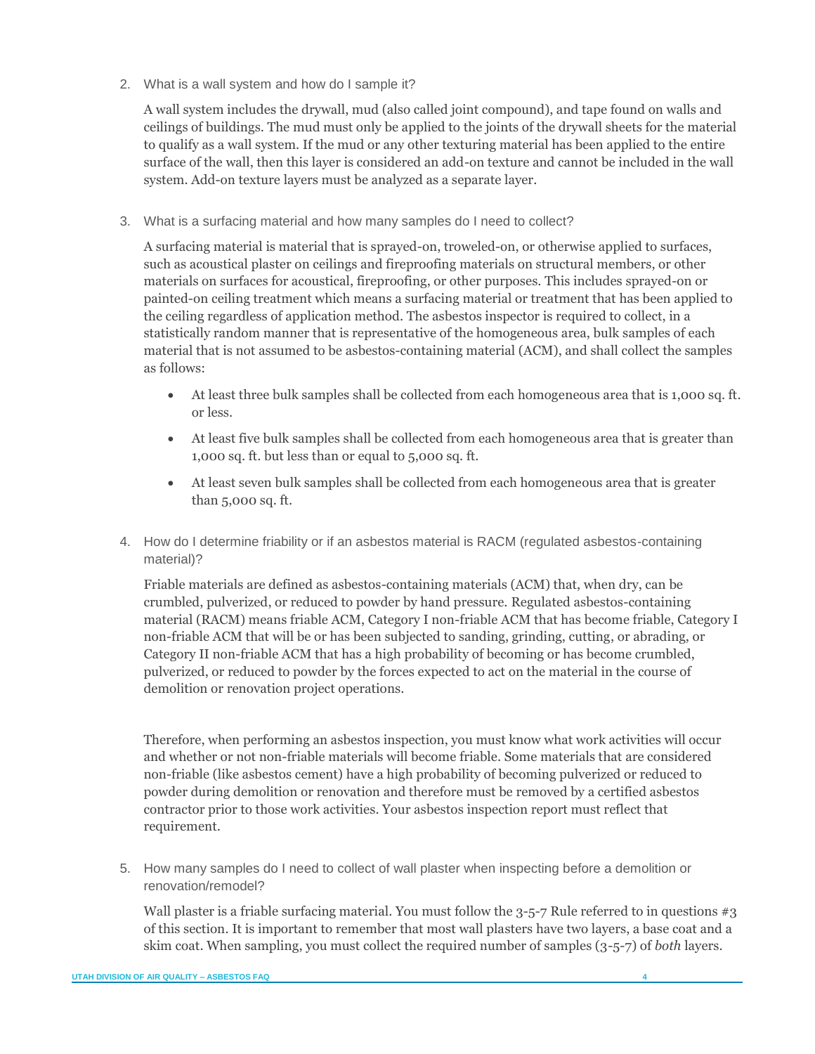2. What is a wall system and how do I sample it?

   A wall system includes the drywall, mud (also called joint compound), and tape found on walls and ceilings of buildings. The mud must only be applied to the joints of the drywall sheets for the material to qualify as a wall system. If the mud or any other texturing material has been applied to the entire surface of the wall, then this layer is considered an add-on texture and cannot be included in the wall system. Add-on texture layers must be analyzed as a separate layer.

3. What is a surfacing material and how many samples do I need to collect?

   A surfacing material is material that is sprayed-on, troweled-on, or otherwise applied to surfaces, such as acoustical plaster on ceilings and fireproofing materials on structural members, or other materials on surfaces for acoustical, fireproofing, or other purposes. This includes sprayed-on or painted-on ceiling treatment which means a surfacing material or treatment that has been applied to the ceiling regardless of application method. The asbestos inspector is required to collect, in a statistically random manner that is representative of the homogeneous area, bulk samples of each material that is not assumed to be asbestos-containing material (ACM), and shall collect the samples as follows:

   - At least three bulk samples shall be collected from each homogeneous area that is 1,000 sq. ft. or less.
   - At least five bulk samples shall be collected from each homogeneous area that is greater than 1,000 sq. ft. but less than or equal to 5,000 sq. ft.
   - At least seven bulk samples shall be collected from each homogeneous area that is greater than 5,000 sq. ft.

4. How do I determine friability or if an asbestos material is RACM (regulated asbestos-containing material)?

   Friable materials are defined as asbestos-containing materials (ACM) that, when dry, can be crumbled, pulverized, or reduced to powder by hand pressure. Regulated asbestos-containing material (RACM) means friable ACM, Category I non-friable ACM that has become friable, Category I non-friable ACM that will be or has been subjected to sanding, grinding, cutting, or abrading, or Category II non-friable ACM that has a high probability of becoming or has become crumbled, pulverized, or reduced to powder by the forces expected to act on the material in the course of demolition or renovation project operations.

   Therefore, when performing an asbestos inspection, you must know what work activities will occur and whether or not non-friable materials will become friable. Some materials that are considered non-friable (like asbestos cement) have a high probability of becoming pulverized or reduced to powder during demolition or renovation and therefore must be removed by a certified asbestos contractor prior to those work activities. Your asbestos inspection report must reflect that requirement.

5. How many samples do I need to collect of wall plaster when inspecting before a demolition or renovation/remodel?

   Wall plaster is a friable surfacing material. You must follow the 3-5-7 Rule referred to in questions #3 of this section. It is important to remember that most wall plasters have two layers, a base coat and a skim coat. When sampling, you must collect the required number of samples (3-5-7) of *both* layers.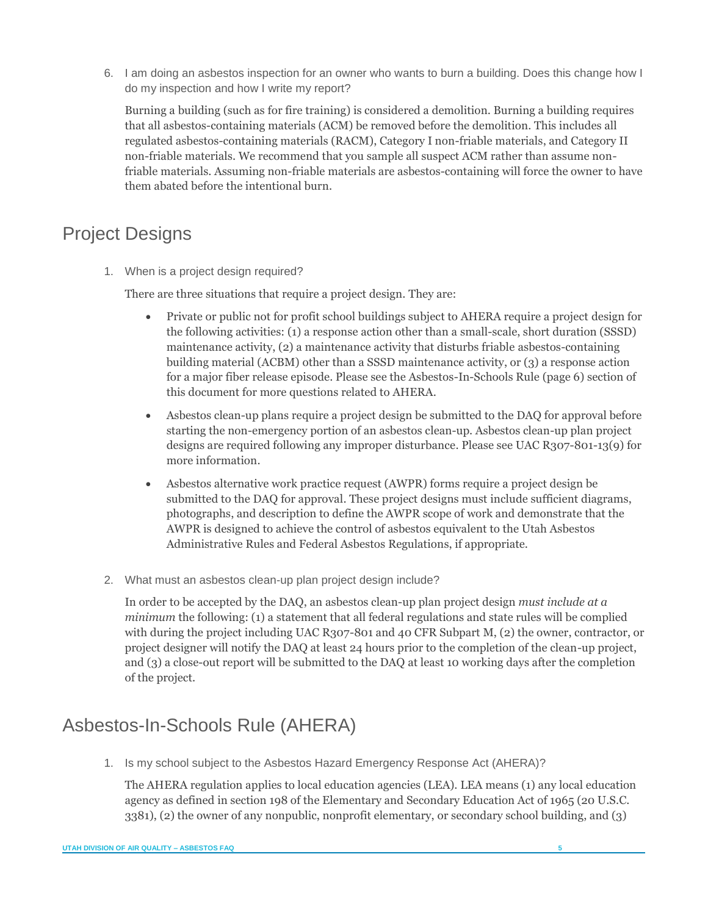6. I am doing an asbestos inspection for an owner who wants to burn a building. Does this change how I do my inspection and how I write my report?

   Burning a building (such as for fire training) is considered a demolition. Burning a building requires that all asbestos-containing materials (ACM) be removed before the demolition. This includes all regulated asbestos-containing materials (RACM), Category I non-friable materials, and Category II non-friable materials. We recommend that you sample all suspect ACM rather than assume non-friable materials. Assuming non-friable materials are asbestos-containing will force the owner to have them abated before the intentional burn.

## Project Designs

1. When is a project design required?

   There are three situations that require a project design. They are:

   - Private or public not for profit school buildings subject to AHERA require a project design for the following activities: (1) a response action other than a small-scale, short duration (SSSD) maintenance activity, (2) a maintenance activity that disturbs friable asbestos-containing building material (ACBM) other than a SSSD maintenance activity, or (3) a response action for a major fiber release episode. Please see the Asbestos-In-Schools Rule (page 6) section of this document for more questions related to AHERA.
   - Asbestos clean-up plans require a project design be submitted to the DAQ for approval before starting the non-emergency portion of an asbestos clean-up. Asbestos clean-up plan project designs are required following any improper disturbance. Please see UAC R307-801-13(9) for more information.
   - Asbestos alternative work practice request (AWPR) forms require a project design be submitted to the DAQ for approval. These project designs must include sufficient diagrams, photographs, and description to define the AWPR scope of work and demonstrate that the AWPR is designed to achieve the control of asbestos equivalent to the Utah Asbestos Administrative Rules and Federal Asbestos Regulations, if appropriate.

2. What must an asbestos clean-up plan project design include?

   In order to be accepted by the DAQ, an asbestos clean-up plan project design *must include at a minimum* the following: (1) a statement that all federal regulations and state rules will be complied with during the project including UAC R307-801 and 40 CFR Subpart M, (2) the owner, contractor, or project designer will notify the DAQ at least 24 hours prior to the completion of the clean-up project, and (3) a close-out report will be submitted to the DAQ at least 10 working days after the completion of the project.

## Asbestos-In-Schools Rule (AHERA)

1. Is my school subject to the Asbestos Hazard Emergency Response Act (AHERA)?

   The AHERA regulation applies to local education agencies (LEA). LEA means (1) any local education agency as defined in section 198 of the Elementary and Secondary Education Act of 1965 (20 U.S.C. 3381), (2) the owner of any nonpublic, nonprofit elementary, or secondary school building, and (3)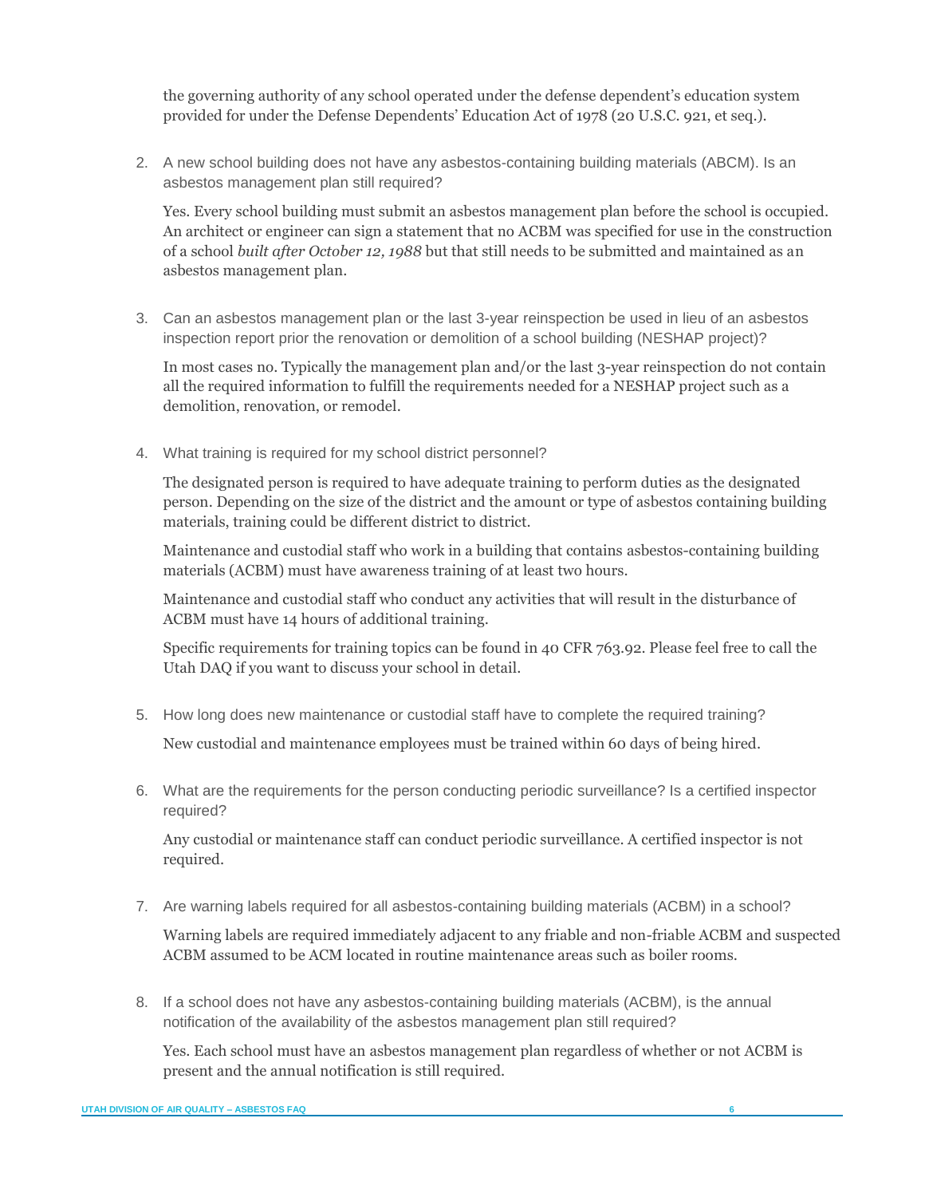the governing authority of any school operated under the defense dependent's education system provided for under the Defense Dependents' Education Act of 1978 (20 U.S.C. 921, et seq.).

2. A new school building does not have any asbestos-containing building materials (ABCM). Is an asbestos management plan still required?

   Yes. Every school building must submit an asbestos management plan before the school is occupied. An architect or engineer can sign a statement that no ACBM was specified for use in the construction of a school *built after October 12, 1988* but that still needs to be submitted and maintained as an asbestos management plan.

3. Can an asbestos management plan or the last 3-year reinspection be used in lieu of an asbestos inspection report prior the renovation or demolition of a school building (NESHAP project)?

   In most cases no. Typically the management plan and/or the last 3-year reinspection do not contain all the required information to fulfill the requirements needed for a NESHAP project such as a demolition, renovation, or remodel.

4. What training is required for my school district personnel?

   The designated person is required to have adequate training to perform duties as the designated person. Depending on the size of the district and the amount or type of asbestos containing building materials, training could be different district to district.

   Maintenance and custodial staff who work in a building that contains asbestos-containing building materials (ACBM) must have awareness training of at least two hours.

   Maintenance and custodial staff who conduct any activities that will result in the disturbance of ACBM must have 14 hours of additional training.

   Specific requirements for training topics can be found in 40 CFR 763.92. Please feel free to call the Utah DAQ if you want to discuss your school in detail.

5. How long does new maintenance or custodial staff have to complete the required training?

   New custodial and maintenance employees must be trained within 60 days of being hired.

6. What are the requirements for the person conducting periodic surveillance? Is a certified inspector required?

   Any custodial or maintenance staff can conduct periodic surveillance. A certified inspector is not required.

7. Are warning labels required for all asbestos-containing building materials (ACBM) in a school?

   Warning labels are required immediately adjacent to any friable and non-friable ACBM and suspected ACBM assumed to be ACM located in routine maintenance areas such as boiler rooms.

8. If a school does not have any asbestos-containing building materials (ACBM), is the annual notification of the availability of the asbestos management plan still required?

   Yes. Each school must have an asbestos management plan regardless of whether or not ACBM is present and the annual notification is still required.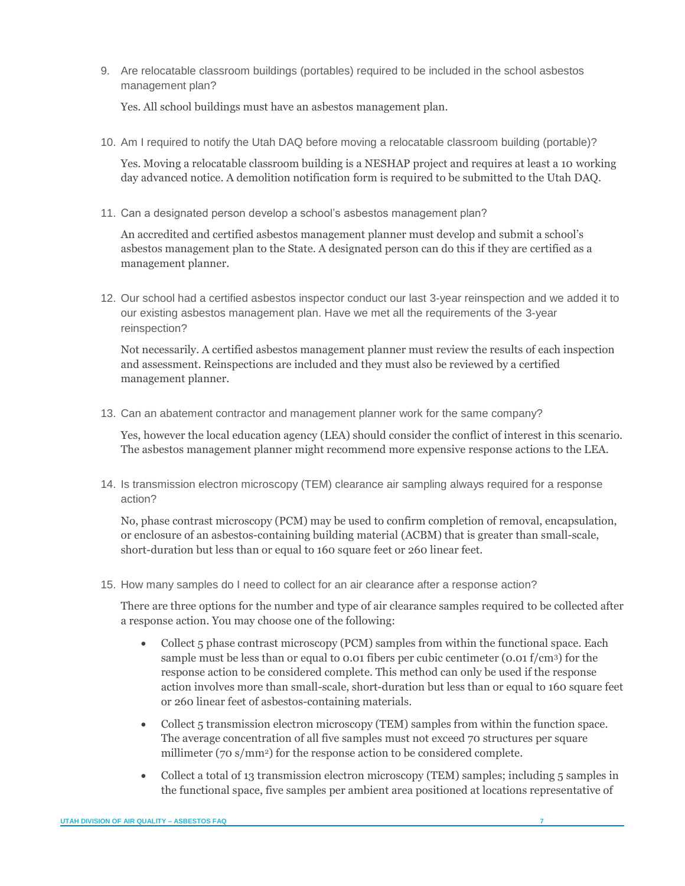9. Are relocatable classroom buildings (portables) required to be included in the school asbestos management plan?

   Yes. All school buildings must have an asbestos management plan.

10. Am I required to notify the Utah DAQ before moving a relocatable classroom building (portable)?

    Yes. Moving a relocatable classroom building is a NESHAP project and requires at least a 10 working day advanced notice. A demolition notification form is required to be submitted to the Utah DAQ.

11. Can a designated person develop a school's asbestos management plan?

    An accredited and certified asbestos management planner must develop and submit a school's asbestos management plan to the State. A designated person can do this if they are certified as a management planner.

12. Our school had a certified asbestos inspector conduct our last 3-year reinspection and we added it to our existing asbestos management plan. Have we met all the requirements of the 3-year reinspection?

    Not necessarily. A certified asbestos management planner must review the results of each inspection and assessment. Reinspections are included and they must also be reviewed by a certified management planner.

13. Can an abatement contractor and management planner work for the same company?

    Yes, however the local education agency (LEA) should consider the conflict of interest in this scenario. The asbestos management planner might recommend more expensive response actions to the LEA.

14. Is transmission electron microscopy (TEM) clearance air sampling always required for a response action?

    No, phase contrast microscopy (PCM) may be used to confirm completion of removal, encapsulation, or enclosure of an asbestos-containing building material (ACBM) that is greater than small-scale, short-duration but less than or equal to 160 square feet or 260 linear feet.

15. How many samples do I need to collect for an air clearance after a response action?

    There are three options for the number and type of air clearance samples required to be collected after a response action. You may choose one of the following:

    - Collect 5 phase contrast microscopy (PCM) samples from within the functional space. Each sample must be less than or equal to 0.01 fibers per cubic centimeter (0.01 f/$cm^3$) for the response action to be considered complete. This method can only be used if the response action involves more than small-scale, short-duration but less than or equal to 160 square feet or 260 linear feet of asbestos-containing materials.
    - Collect 5 transmission electron microscopy (TEM) samples from within the function space. The average concentration of all five samples must not exceed 70 structures per square millimeter (70 s/$mm^2$) for the response action to be considered complete.
    - Collect a total of 13 transmission electron microscopy (TEM) samples; including 5 samples in the functional space, five samples per ambient area positioned at locations representative of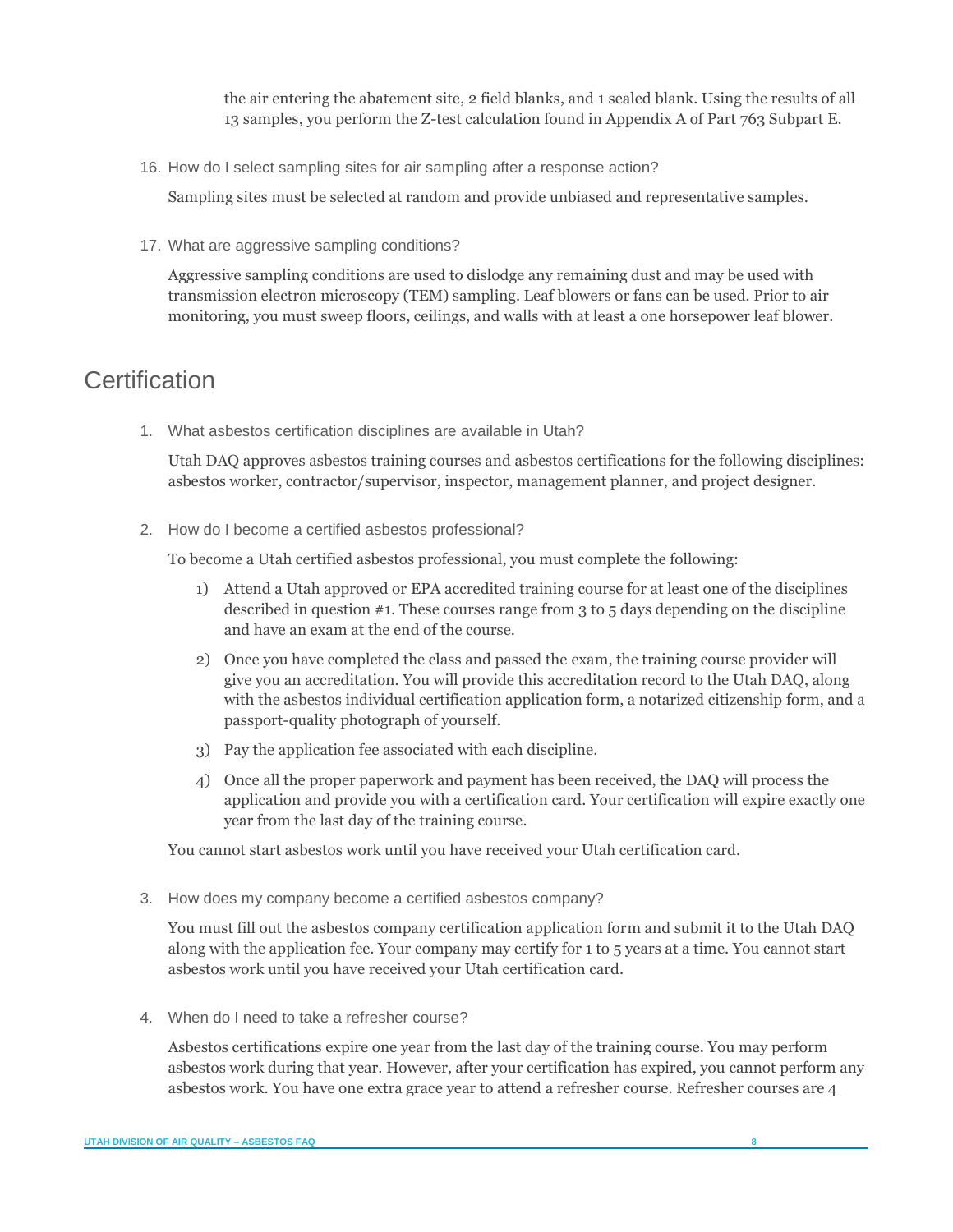the air entering the abatement site, 2 field blanks, and 1 sealed blank. Using the results of all 13 samples, you perform the Z-test calculation found in Appendix A of Part 763 Subpart E.

16. How do I select sampling sites for air sampling after a response action?

    Sampling sites must be selected at random and provide unbiased and representative samples.

17. What are aggressive sampling conditions?

    Aggressive sampling conditions are used to dislodge any remaining dust and may be used with transmission electron microscopy (TEM) sampling. Leaf blowers or fans can be used. Prior to air monitoring, you must sweep floors, ceilings, and walls with at least a one horsepower leaf blower.

## Certification

1. What asbestos certification disciplines are available in Utah?

   Utah DAQ approves asbestos training courses and asbestos certifications for the following disciplines: asbestos worker, contractor/supervisor, inspector, management planner, and project designer.

2. How do I become a certified asbestos professional?

   To become a Utah certified asbestos professional, you must complete the following:

   1) Attend a Utah approved or EPA accredited training course for at least one of the disciplines described in question #1. These courses range from 3 to 5 days depending on the discipline and have an exam at the end of the course.
   2) Once you have completed the class and passed the exam, the training course provider will give you an accreditation. You will provide this accreditation record to the Utah DAQ, along with the asbestos individual certification application form, a notarized citizenship form, and a passport-quality photograph of yourself.
   3) Pay the application fee associated with each discipline.
   4) Once all the proper paperwork and payment has been received, the DAQ will process the application and provide you with a certification card. Your certification will expire exactly one year from the last day of the training course.

   You cannot start asbestos work until you have received your Utah certification card.

3. How does my company become a certified asbestos company?

   You must fill out the asbestos company certification application form and submit it to the Utah DAQ along with the application fee. Your company may certify for 1 to 5 years at a time. You cannot start asbestos work until you have received your Utah certification card.

4. When do I need to take a refresher course?

   Asbestos certifications expire one year from the last day of the training course. You may perform asbestos work during that year. However, after your certification has expired, you cannot perform any asbestos work. You have one extra grace year to attend a refresher course. Refresher courses are 4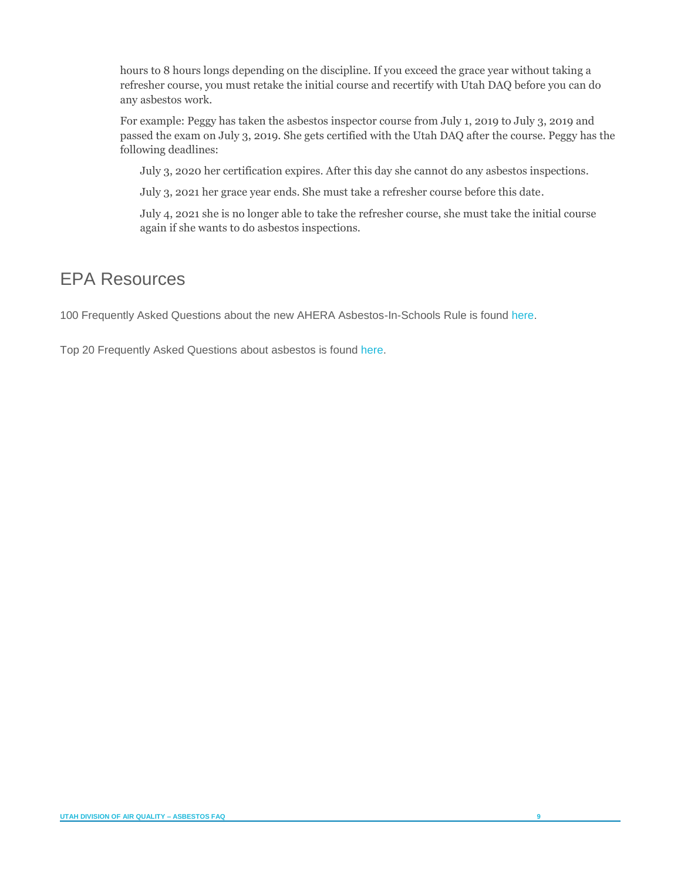hours to 8 hours longs depending on the discipline. If you exceed the grace year without taking a refresher course, you must retake the initial course and recertify with Utah DAQ before you can do any asbestos work.

For example: Peggy has taken the asbestos inspector course from July 1, 2019 to July 3, 2019 and passed the exam on July 3, 2019. She gets certified with the Utah DAQ after the course. Peggy has the following deadlines:

July 3, 2020 her certification expires. After this day she cannot do any asbestos inspections.

July 3, 2021 her grace year ends. She must take a refresher course before this date.

July 4, 2021 she is no longer able to take the refresher course, she must take the initial course again if she wants to do asbestos inspections.

# EPA Resources

100 Frequently Asked Questions about the new AHERA Asbestos-In-Schools Rule is found here.

Top 20 Frequently Asked Questions about asbestos is found here.